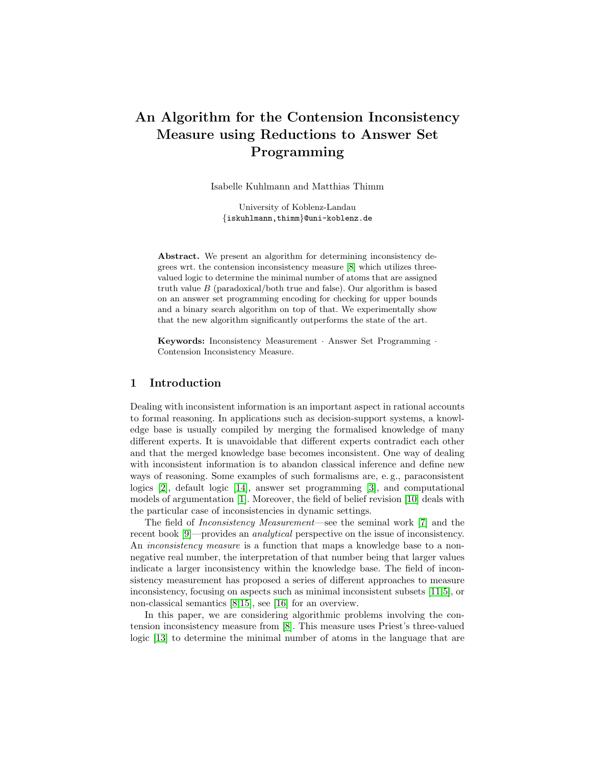# An Algorithm for the Contension Inconsistency Measure using Reductions to Answer Set Programming

Isabelle Kuhlmann and Matthias Thimm

University of Koblenz-Landau
{iskuhlmann,thimm}@uni-koblenz.de

**Abstract.** We present an algorithm for determining inconsistency degrees wrt. the contension inconsistency measure [8] which utilizes three-valued logic to determine the minimal number of atoms that are assigned truth value $B$ (paradoxical/both true and false). Our algorithm is based on an answer set programming encoding for checking for upper bounds and a binary search algorithm on top of that. We experimentally show that the new algorithm significantly outperforms the state of the art.

**Keywords:** Inconsistency Measurement · Answer Set Programming · Contension Inconsistency Measure.

## 1 Introduction

Dealing with inconsistent information is an important aspect in rational accounts to formal reasoning. In applications such as decision-support systems, a knowledge base is usually compiled by merging the formalised knowledge of many different experts. It is unavoidable that different experts contradict each other and that the merged knowledge base becomes inconsistent. One way of dealing with inconsistent information is to abandon classical inference and define new ways of reasoning. Some examples of such formalisms are, e. g., paraconsistent logics [2], default logic [14], answer set programming [3], and computational models of argumentation [1]. Moreover, the field of belief revision [10] deals with the particular case of inconsistencies in dynamic settings.

The field of *Inconsistency Measurement*—see the seminal work [7] and the recent book [9]—provides an *analytical* perspective on the issue of inconsistency. An *inconsistency measure* is a function that maps a knowledge base to a non-negative real number, the interpretation of that number being that larger values indicate a larger inconsistency within the knowledge base. The field of inconsistency measurement has proposed a series of different approaches to measure inconsistency, focusing on aspects such as minimal inconsistent subsets [11,5], or non-classical semantics [8,15], see [16] for an overview.

In this paper, we are considering algorithmic problems involving the contension inconsistency measure from [8]. This measure uses Priest's three-valued logic [13] to determine the minimal number of atoms in the language that are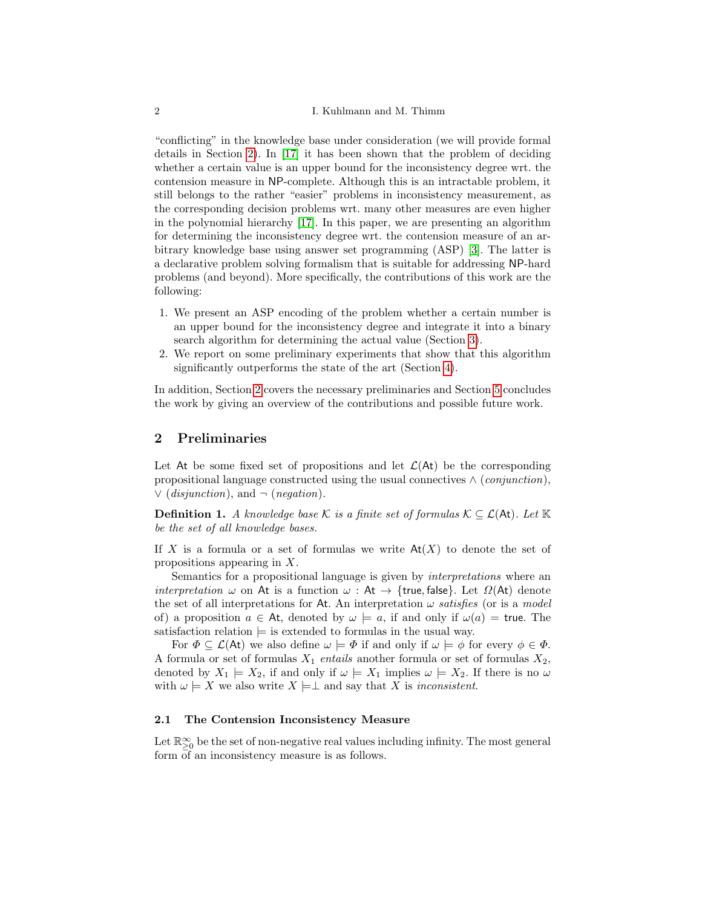"conflicting" in the knowledge base under consideration (we will provide formal details in Section 2). In [17] it has been shown that the problem of deciding whether a certain value is an upper bound for the inconsistency degree wrt. the contension measure in NP-complete. Although this is an intractable problem, it still belongs to the rather "easier" problems in inconsistency measurement, as the corresponding decision problems wrt. many other measures are even higher in the polynomial hierarchy [17]. In this paper, we are presenting an algorithm for determining the inconsistency degree wrt. the contension measure of an arbitrary knowledge base using answer set programming (ASP) [3]. The latter is a declarative problem solving formalism that is suitable for addressing NP-hard problems (and beyond). More specifically, the contributions of this work are the following:

1. We present an ASP encoding of the problem whether a certain number is an upper bound for the inconsistency degree and integrate it into a binary search algorithm for determining the actual value (Section 3).
2. We report on some preliminary experiments that show that this algorithm significantly outperforms the state of the art (Section 4).

In addition, Section 2 covers the necessary preliminaries and Section 5 concludes the work by giving an overview of the contributions and possible future work.

## 2 Preliminaries

Let $\mathsf{At}$ be some fixed set of propositions and let $\mathcal{L}(\mathsf{At})$ be the corresponding propositional language constructed using the usual connectives $\wedge$ (*conjunction*), $\vee$ (*disjunction*), and $\neg$ (*negation*).

**Definition 1.** *A knowledge base $\mathcal{K}$ is a finite set of formulas $\mathcal{K} \subseteq \mathcal{L}(\mathsf{At})$. Let $\mathbb{K}$ be the set of all knowledge bases.*

If $X$ is a formula or a set of formulas we write $\mathsf{At}(X)$ to denote the set of propositions appearing in $X$.

Semantics for a propositional language is given by *interpretations* where an *interpretation* $\omega$ on $\mathsf{At}$ is a function $\omega : \mathsf{At} \to \{\mathsf{true}, \mathsf{false}\}$. Let $\Omega(\mathsf{At})$ denote the set of all interpretations for $\mathsf{At}$. An interpretation $\omega$ *satisfies* (or is a *model* of) a proposition $a \in \mathsf{At}$, denoted by $\omega \models a$, if and only if $\omega(a) = \mathsf{true}$. The satisfaction relation $\models$ is extended to formulas in the usual way.

For $\Phi \subseteq \mathcal{L}(\mathsf{At})$ we also define $\omega \models \Phi$ if and only if $\omega \models \phi$ for every $\phi \in \Phi$. A formula or set of formulas $X_1$ *entails* another formula or set of formulas $X_2$, denoted by $X_1 \models X_2$, if and only if $\omega \models X_1$ implies $\omega \models X_2$. If there is no $\omega$ with $\omega \models X$ we also write $X \models\perp$ and say that $X$ is *inconsistent*.

### 2.1 The Contension Inconsistency Measure

Let $\mathbb{R}^{\infty}_{\geq 0}$ be the set of non-negative real values including infinity. The most general form of an inconsistency measure is as follows.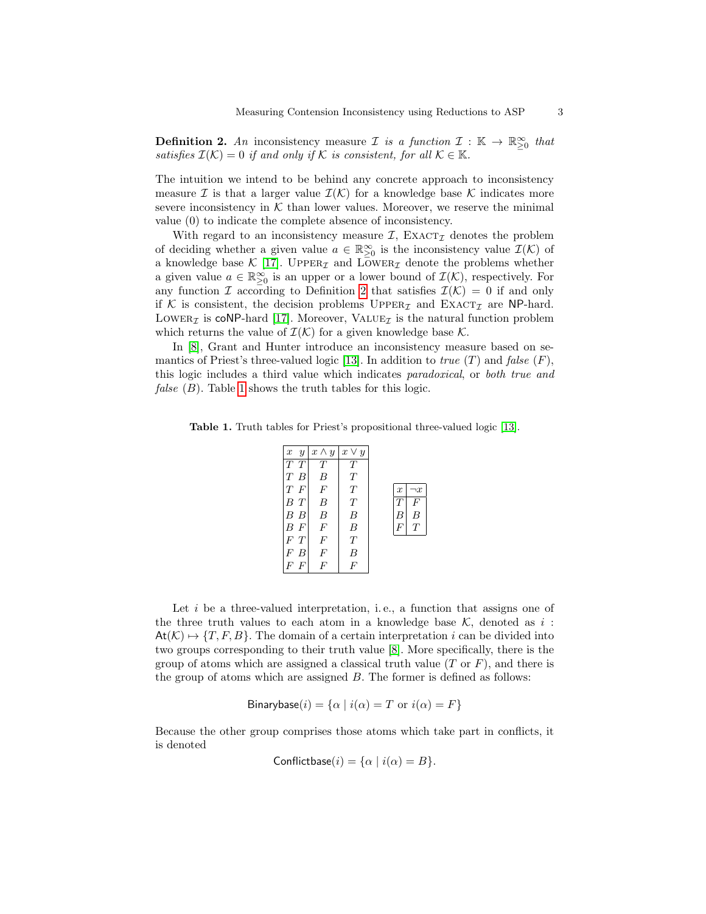**Definition 2.** *An* inconsistency measure $\mathcal{I}$ *is a function* $\mathcal{I} : \mathbb{K} \to \mathbb{R}^{\infty}_{\geq 0}$ *that satisfies* $\mathcal{I}(\mathcal{K}) = 0$ *if and only if* $\mathcal{K}$ *is consistent, for all* $\mathcal{K} \in \mathbb{K}$.

The intuition we intend to be behind any concrete approach to inconsistency measure $\mathcal{I}$ is that a larger value $\mathcal{I}(\mathcal{K})$ for a knowledge base $\mathcal{K}$ indicates more severe inconsistency in $\mathcal{K}$ than lower values. Moreover, we reserve the minimal value (0) to indicate the complete absence of inconsistency.

With regard to an inconsistency measure $\mathcal{I}$, $\textsc{Exact}_{\mathcal{I}}$ denotes the problem of deciding whether a given value $a \in \mathbb{R}^{\infty}_{\geq 0}$ is the inconsistency value $\mathcal{I}(\mathcal{K})$ of a knowledge base $\mathcal{K}$ [17]. $\textsc{Upper}_{\mathcal{I}}$ and $\textsc{Lower}_{\mathcal{I}}$ denote the problems whether a given value $a \in \mathbb{R}^{\infty}_{\geq 0}$ is an upper or a lower bound of $\mathcal{I}(\mathcal{K})$, respectively. For any function $\mathcal{I}$ according to Definition 2 that satisfies $\mathcal{I}(\mathcal{K}) = 0$ if and only if $\mathcal{K}$ is consistent, the decision problems $\textsc{Upper}_{\mathcal{I}}$ and $\textsc{Exact}_{\mathcal{I}}$ are NP-hard. $\textsc{Lower}_{\mathcal{I}}$ is coNP-hard [17]. Moreover, $\textsc{Value}_{\mathcal{I}}$ is the natural function problem which returns the value of $\mathcal{I}(\mathcal{K})$ for a given knowledge base $\mathcal{K}$.

In [8], Grant and Hunter introduce an inconsistency measure based on semantics of Priest's three-valued logic [13]. In addition to *true* ($T$) and *false* ($F$), this logic includes a third value which indicates *paradoxical*, or *both true and false* ($B$). Table 1 shows the truth tables for this logic.

**Table 1.** Truth tables for Priest's propositional three-valued logic [13].

| $x$ | $y$ | $x \wedge y$ | $x \vee y$ |
|---|---|---|---|
| $T$ | $T$ | $T$ | $T$ |
| $T$ | $B$ | $B$ | $T$ |
| $T$ | $F$ | $F$ | $T$ |
| $B$ | $T$ | $B$ | $T$ |
| $B$ | $B$ | $B$ | $B$ |
| $B$ | $F$ | $F$ | $B$ |
| $F$ | $T$ | $F$ | $T$ |
| $F$ | $B$ | $F$ | $B$ |
| $F$ | $F$ | $F$ | $F$ |

| $x$ | $\neg x$ |
|---|---|
| $T$ | $F$ |
| $B$ | $B$ |
| $F$ | $T$ |

Let $i$ be a three-valued interpretation, i.e., a function that assigns one of the three truth values to each atom in a knowledge base $\mathcal{K}$, denoted as $i : \mathsf{At}(\mathcal{K}) \mapsto \{T, F, B\}$. The domain of a certain interpretation $i$ can be divided into two groups corresponding to their truth value [8]. More specifically, there is the group of atoms which are assigned a classical truth value ($T$ or $F$), and there is the group of atoms which are assigned $B$. The former is defined as follows:

$$\mathsf{Binarybase}(i) = \{\alpha \mid i(\alpha) = T \text{ or } i(\alpha) = F\}$$

Because the other group comprises those atoms which take part in conflicts, it is denoted

$$\mathsf{Conflictbase}(i) = \{\alpha \mid i(\alpha) = B\}.$$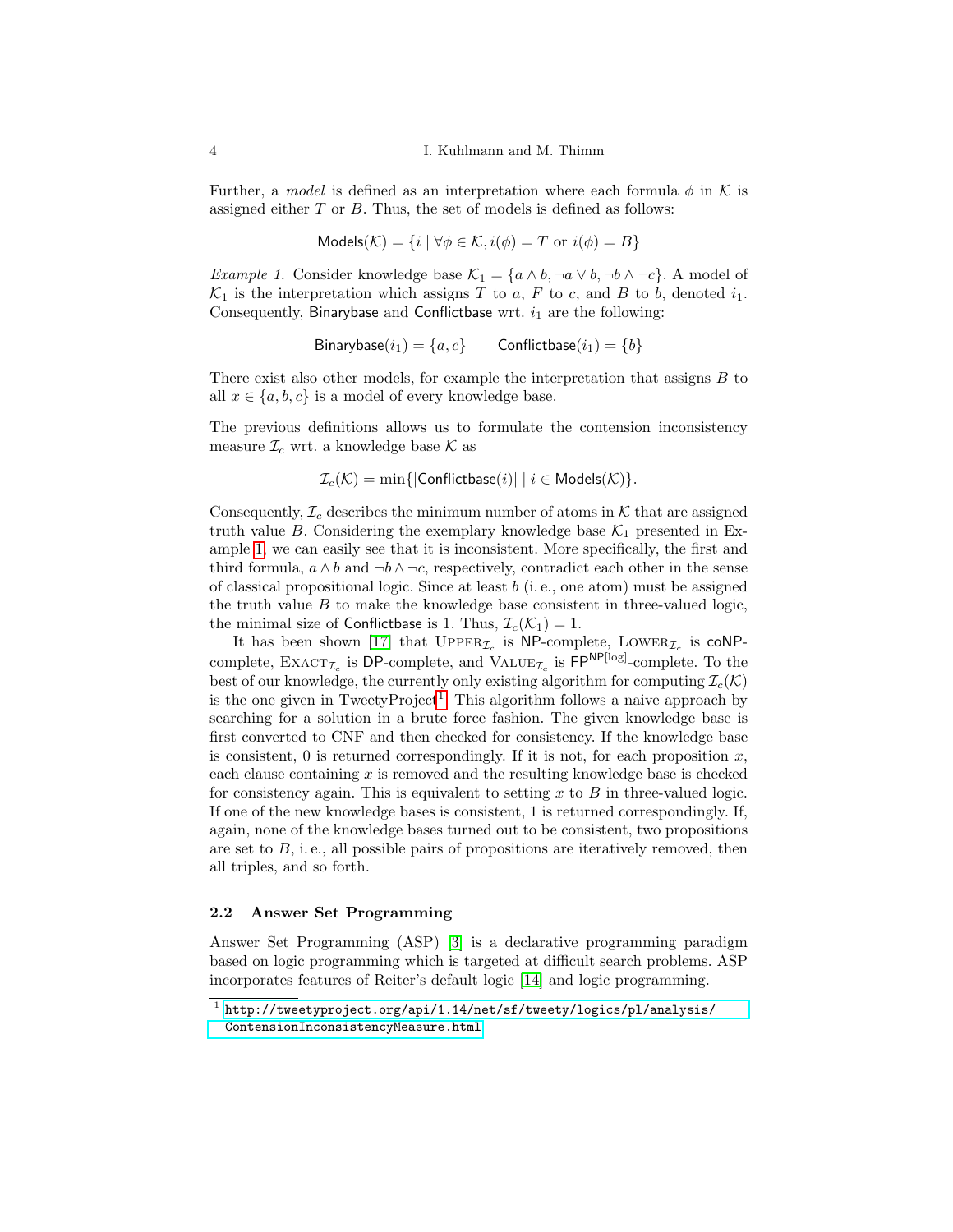Further, a *model* is defined as an interpretation where each formula $\phi$ in $\mathcal{K}$ is assigned either $T$ or $B$. Thus, the set of models is defined as follows:

$$\mathsf{Models}(\mathcal{K}) = \{i \mid \forall \phi \in \mathcal{K}, i(\phi) = T \text{ or } i(\phi) = B\}$$

*Example 1.* Consider knowledge base $\mathcal{K}_1 = \{a \wedge b, \neg a \vee b, \neg b \wedge \neg c\}$. A model of $\mathcal{K}_1$ is the interpretation which assigns $T$ to $a$, $F$ to $c$, and $B$ to $b$, denoted $i_1$. Consequently, Binarybase and Conflictbase wrt. $i_1$ are the following:

$$\mathsf{Binarybase}(i_1) = \{a, c\} \qquad \mathsf{Conflictbase}(i_1) = \{b\}$$

There exist also other models, for example the interpretation that assigns $B$ to all $x \in \{a, b, c\}$ is a model of every knowledge base.

The previous definitions allows us to formulate the contension inconsistency measure $\mathcal{I}_c$ wrt. a knowledge base $\mathcal{K}$ as

$$\mathcal{I}_c(\mathcal{K}) = \min\{|\mathsf{Conflictbase}(i)| \mid i \in \mathsf{Models}(\mathcal{K})\}.$$

Consequently, $\mathcal{I}_c$ describes the minimum number of atoms in $\mathcal{K}$ that are assigned truth value $B$. Considering the exemplary knowledge base $\mathcal{K}_1$ presented in Example 1, we can easily see that it is inconsistent. More specifically, the first and third formula, $a \wedge b$ and $\neg b \wedge \neg c$, respectively, contradict each other in the sense of classical propositional logic. Since at least $b$ (i. e., one atom) must be assigned the truth value $B$ to make the knowledge base consistent in three-valued logic, the minimal size of Conflictbase is 1. Thus, $\mathcal{I}_c(\mathcal{K}_1) = 1$.

It has been shown [17] that $\textsc{Upper}_{\mathcal{I}_c}$ is NP-complete, $\textsc{Lower}_{\mathcal{I}_c}$ is coNP-complete, $\textsc{Exact}_{\mathcal{I}_c}$ is DP-complete, and $\textsc{Value}_{\mathcal{I}_c}$ is $\mathsf{FP}^{\mathsf{NP}[\log]}$-complete. To the best of our knowledge, the currently only existing algorithm for computing $\mathcal{I}_c(\mathcal{K})$ is the one given in TweetyProject[1]. This algorithm follows a naive approach by searching for a solution in a brute force fashion. The given knowledge base is first converted to CNF and then checked for consistency. If the knowledge base is consistent, 0 is returned correspondingly. If it is not, for each proposition $x$, each clause containing $x$ is removed and the resulting knowledge base is checked for consistency again. This is equivalent to setting $x$ to $B$ in three-valued logic. If one of the new knowledge bases is consistent, 1 is returned correspondingly. If, again, none of the knowledge bases turned out to be consistent, two propositions are set to $B$, i. e., all possible pairs of propositions are iteratively removed, then all triples, and so forth.

### 2.2 Answer Set Programming

Answer Set Programming (ASP) [3] is a declarative programming paradigm based on logic programming which is targeted at difficult search problems. ASP incorporates features of Reiter's default logic [14] and logic programming.

[1] http://tweetyproject.org/api/1.14/net/sf/tweety/logics/pl/analysis/ContensionInconsistencyMeasure.html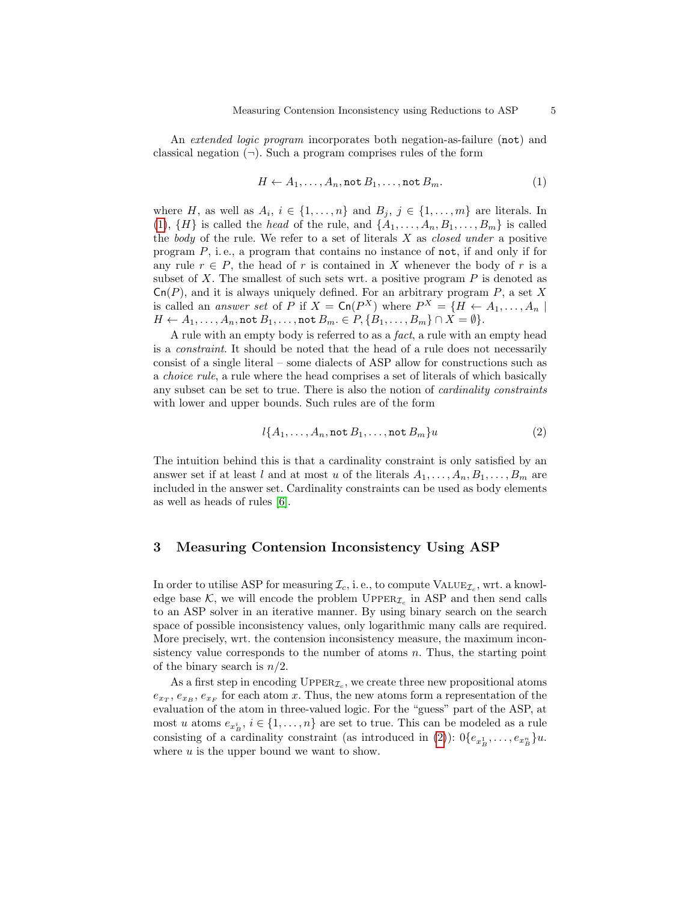An *extended logic program* incorporates both negation-as-failure (not) and classical negation ($\neg$). Such a program comprises rules of the form

$$H \leftarrow A_1, \ldots, A_n, \texttt{not}\, B_1, \ldots, \texttt{not}\, B_m. \tag{1}$$

where $H$, as well as $A_i$, $i \in \{1, \ldots, n\}$ and $B_j$, $j \in \{1, \ldots, m\}$ are literals. In (1), $\{H\}$ is called the *head* of the rule, and $\{A_1, \ldots, A_n, B_1, \ldots, B_m\}$ is called the *body* of the rule. We refer to a set of literals $X$ as *closed under* a positive program $P$, i. e., a program that contains no instance of not, if and only if for any rule $r \in P$, the head of $r$ is contained in $X$ whenever the body of $r$ is a subset of $X$. The smallest of such sets wrt. a positive program $P$ is denoted as $\mathsf{Cn}(P)$, and it is always uniquely defined. For an arbitrary program $P$, a set $X$ is called an *answer set* of $P$ if $X = \mathsf{Cn}(P^X)$ where $P^X = \{H \leftarrow A_1, \ldots, A_n \mid H \leftarrow A_1, \ldots, A_n, \texttt{not}\, B_1, \ldots, \texttt{not}\, B_m. \in P, \{B_1, \ldots, B_m\} \cap X = \emptyset\}$.

A rule with an empty body is referred to as a *fact*, a rule with an empty head is a *constraint*. It should be noted that the head of a rule does not necessarily consist of a single literal – some dialects of ASP allow for constructions such as a *choice rule*, a rule where the head comprises a set of literals of which basically any subset can be set to true. There is also the notion of *cardinality constraints* with lower and upper bounds. Such rules are of the form

$$l\{A_1, \ldots, A_n, \texttt{not}\, B_1, \ldots, \texttt{not}\, B_m\}u \tag{2}$$

The intuition behind this is that a cardinality constraint is only satisfied by an answer set if at least $l$ and at most $u$ of the literals $A_1, \ldots, A_n, B_1, \ldots, B_m$ are included in the answer set. Cardinality constraints can be used as body elements as well as heads of rules [6].

## 3 Measuring Contension Inconsistency Using ASP

In order to utilise ASP for measuring $\mathcal{I}_c$, i. e., to compute $\textsc{Value}_{\mathcal{I}_c}$, wrt. a knowledge base $\mathcal{K}$, we will encode the problem $\textsc{Upper}_{\mathcal{I}_c}$ in ASP and then send calls to an ASP solver in an iterative manner. By using binary search on the search space of possible inconsistency values, only logarithmic many calls are required. More precisely, wrt. the contension inconsistency measure, the maximum inconsistency value corresponds to the number of atoms $n$. Thus, the starting point of the binary search is $n/2$.

As a first step in encoding $\textsc{Upper}_{\mathcal{I}_c}$, we create three new propositional atoms $e_{x_T}$, $e_{x_B}$, $e_{x_F}$ for each atom $x$. Thus, the new atoms form a representation of the evaluation of the atom in three-valued logic. For the "guess" part of the ASP, at most $u$ atoms $e_{x^i_B}$, $i \in \{1, \ldots, n\}$ are set to true. This can be modeled as a rule consisting of a cardinality constraint (as introduced in (2)): $0\{e_{x^1_B}, \ldots, e_{x^n_B}\}u$. where $u$ is the upper bound we want to show.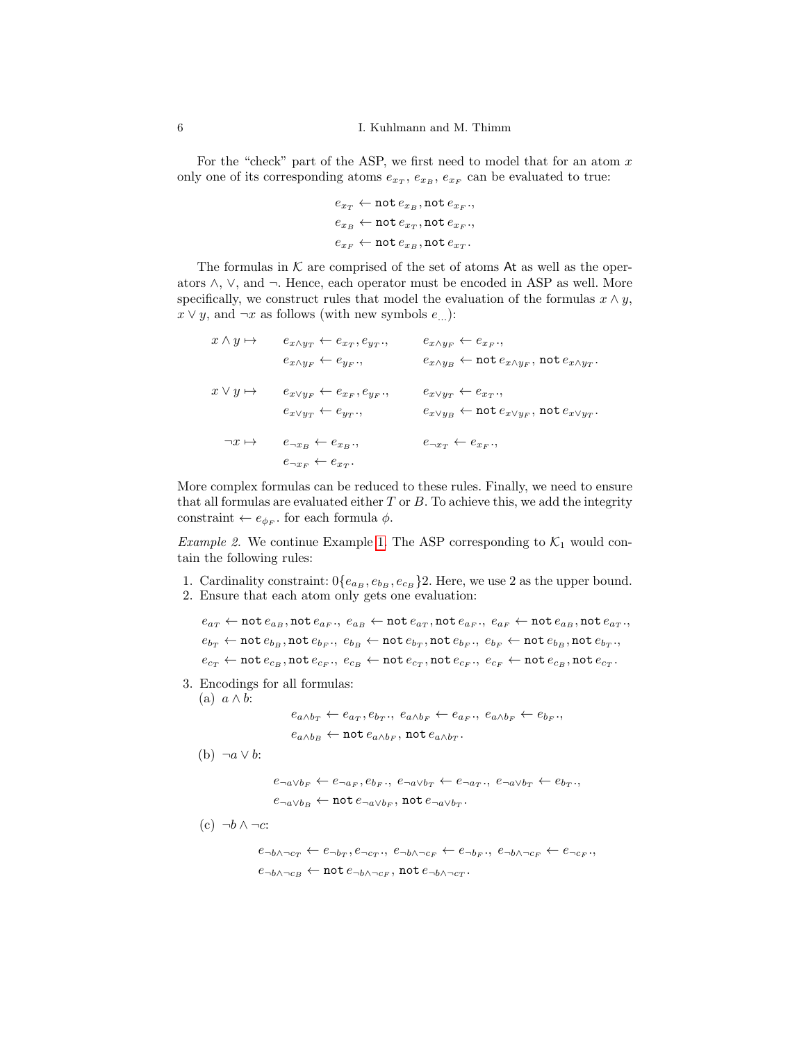For the "check" part of the ASP, we first need to model that for an atom $x$ only one of its corresponding atoms $e_{x_T}$, $e_{x_B}$, $e_{x_F}$ can be evaluated to true:

$$
\begin{aligned}
e_{x_T} &\leftarrow \texttt{not}\, e_{x_B}, \texttt{not}\, e_{x_F}.,\\
e_{x_B} &\leftarrow \texttt{not}\, e_{x_T}, \texttt{not}\, e_{x_F}.,\\
e_{x_F} &\leftarrow \texttt{not}\, e_{x_B}, \texttt{not}\, e_{x_T}.
\end{aligned}
$$

The formulas in $\mathcal{K}$ are comprised of the set of atoms $\mathsf{At}$ as well as the operators $\wedge$, $\vee$, and $\neg$. Hence, each operator must be encoded in ASP as well. More specifically, we construct rules that model the evaluation of the formulas $x \wedge y$, $x \vee y$, and $\neg x$ as follows (with new symbols $e_{\ldots}$):

$$
\begin{aligned}
x \wedge y \mapsto \quad & e_{x\wedge y_T} \leftarrow e_{x_T}, e_{y_T}., && e_{x\wedge y_F} \leftarrow e_{x_F}.,\\
& e_{x\wedge y_F} \leftarrow e_{y_F}., && e_{x\wedge y_B} \leftarrow \texttt{not}\, e_{x\wedge y_F}, \texttt{not}\, e_{x\wedge y_T}.\\[1ex]
x \vee y \mapsto \quad & e_{x\vee y_F} \leftarrow e_{x_F}, e_{y_F}., && e_{x\vee y_T} \leftarrow e_{x_T}.,\\
& e_{x\vee y_T} \leftarrow e_{y_T}., && e_{x\vee y_B} \leftarrow \texttt{not}\, e_{x\vee y_F}, \texttt{not}\, e_{x\vee y_T}.\\[1ex]
\neg x \mapsto \quad & e_{\neg x_B} \leftarrow e_{x_B}., && e_{\neg x_T} \leftarrow e_{x_F}.,\\
& e_{\neg x_F} \leftarrow e_{x_T}.
\end{aligned}
$$

More complex formulas can be reduced to these rules. Finally, we need to ensure that all formulas are evaluated either $T$ or $B$. To achieve this, we add the integrity constraint $\leftarrow e_{\phi_F}$. for each formula $\phi$.

*Example 2.* We continue Example 1. The ASP corresponding to $\mathcal{K}_1$ would contain the following rules:

1. Cardinality constraint: $0\{e_{a_B}, e_{b_B}, e_{c_B}\}2$. Here, we use 2 as the upper bound.
2. Ensure that each atom only gets one evaluation:

$$
\begin{aligned}
&e_{a_T} \leftarrow \texttt{not}\, e_{a_B}, \texttt{not}\, e_{a_F}.,\ e_{a_B} \leftarrow \texttt{not}\, e_{a_T}, \texttt{not}\, e_{a_F}.,\ e_{a_F} \leftarrow \texttt{not}\, e_{a_B}, \texttt{not}\, e_{a_T}.,\\
&e_{b_T} \leftarrow \texttt{not}\, e_{b_B}, \texttt{not}\, e_{b_F}.,\ e_{b_B} \leftarrow \texttt{not}\, e_{b_T}, \texttt{not}\, e_{b_F}.,\ e_{b_F} \leftarrow \texttt{not}\, e_{b_B}, \texttt{not}\, e_{b_T}.,\\
&e_{c_T} \leftarrow \texttt{not}\, e_{c_B}, \texttt{not}\, e_{c_F}.,\ e_{c_B} \leftarrow \texttt{not}\, e_{c_T}, \texttt{not}\, e_{c_F}.,\ e_{c_F} \leftarrow \texttt{not}\, e_{c_B}, \texttt{not}\, e_{c_T}.
\end{aligned}
$$

3. Encodings for all formulas:

   (a) $a \wedge b$:

$$
\begin{aligned}
&e_{a\wedge b_T} \leftarrow e_{a_T}, e_{b_T}.,\ e_{a\wedge b_F} \leftarrow e_{a_F}.,\ e_{a\wedge b_F} \leftarrow e_{b_F}.,\\
&e_{a\wedge b_B} \leftarrow \texttt{not}\, e_{a\wedge b_F}, \texttt{not}\, e_{a\wedge b_T}.
\end{aligned}
$$

   (b) $\neg a \vee b$:

$$
\begin{aligned}
&e_{\neg a\vee b_F} \leftarrow e_{\neg a_F}, e_{b_F}.,\ e_{\neg a\vee b_T} \leftarrow e_{\neg a_T}.,\ e_{\neg a\vee b_T} \leftarrow e_{b_T}.,\\
&e_{\neg a\vee b_B} \leftarrow \texttt{not}\, e_{\neg a\vee b_F}, \texttt{not}\, e_{\neg a\vee b_T}.
\end{aligned}
$$

   (c) $\neg b \wedge \neg c$:

$$
\begin{aligned}
&e_{\neg b\wedge\neg c_T} \leftarrow e_{\neg b_T}, e_{\neg c_T}.,\ e_{\neg b\wedge\neg c_F} \leftarrow e_{\neg b_F}.,\ e_{\neg b\wedge\neg c_F} \leftarrow e_{\neg c_F}.,\\
&e_{\neg b\wedge\neg c_B} \leftarrow \texttt{not}\, e_{\neg b\wedge\neg c_F}, \texttt{not}\, e_{\neg b\wedge\neg c_T}.
\end{aligned}
$$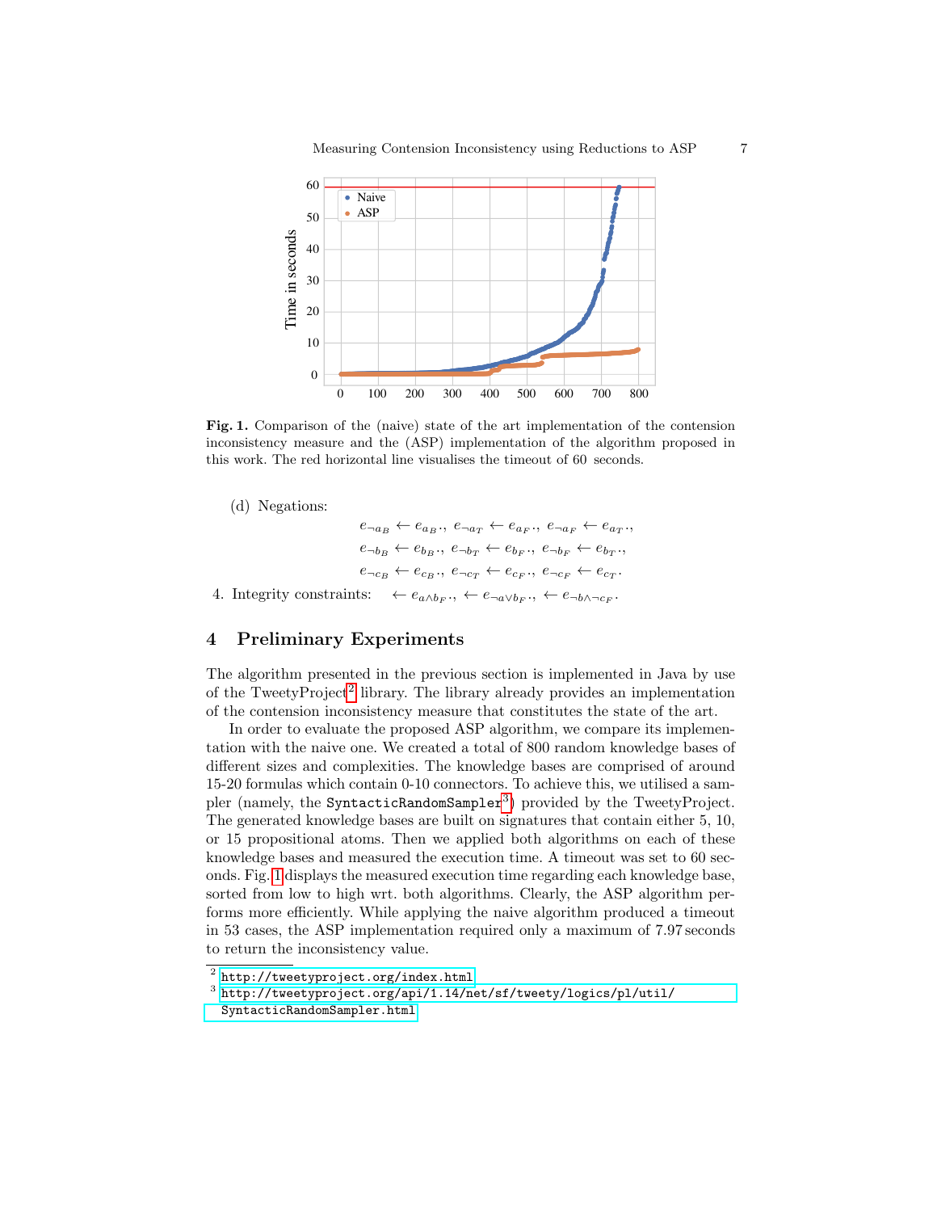Fig. 1. Comparison of the (naive) state of the art implementation of the contension inconsistency measure and the (ASP) implementation of the algorithm proposed in this work. The red horizontal line visualises the timeout of 60 seconds.

(d) Negations:

$$e_{\neg a_B} \leftarrow e_{a_B}.,\ e_{\neg a_T} \leftarrow e_{a_F}.,\ e_{\neg a_F} \leftarrow e_{a_T}.,$$
$$e_{\neg b_B} \leftarrow e_{b_B}.,\ e_{\neg b_T} \leftarrow e_{b_F}.,\ e_{\neg b_F} \leftarrow e_{b_T}.,$$
$$e_{\neg c_B} \leftarrow e_{c_B}.,\ e_{\neg c_T} \leftarrow e_{c_F}.,\ e_{\neg c_F} \leftarrow e_{c_T}.$$

4. Integrity constraints: $\leftarrow e_{a \wedge b_F}.,\ \leftarrow e_{\neg a \vee b_F}.,\ \leftarrow e_{\neg b \wedge \neg c_F}.$

## 4 Preliminary Experiments

The algorithm presented in the previous section is implemented in Java by use of the TweetyProject[2] library. The library already provides an implementation of the contension inconsistency measure that constitutes the state of the art.

In order to evaluate the proposed ASP algorithm, we compare its implementation with the naive one. We created a total of 800 random knowledge bases of different sizes and complexities. The knowledge bases are comprised of around 15-20 formulas which contain 0-10 connectors. To achieve this, we utilised a sampler (namely, the `SyntacticRandomSampler`[3]) provided by the TweetyProject. The generated knowledge bases are built on signatures that contain either 5, 10, or 15 propositional atoms. Then we applied both algorithms on each of these knowledge bases and measured the execution time. A timeout was set to 60 seconds. Fig. 1 displays the measured execution time regarding each knowledge base, sorted from low to high wrt. both algorithms. Clearly, the ASP algorithm performs more efficiently. While applying the naive algorithm produced a timeout in 53 cases, the ASP implementation required only a maximum of 7.97 seconds to return the inconsistency value.

[2] http://tweetyproject.org/index.html

[3] http://tweetyproject.org/api/1.14/net/sf/tweety/logics/pl/util/SyntacticRandomSampler.html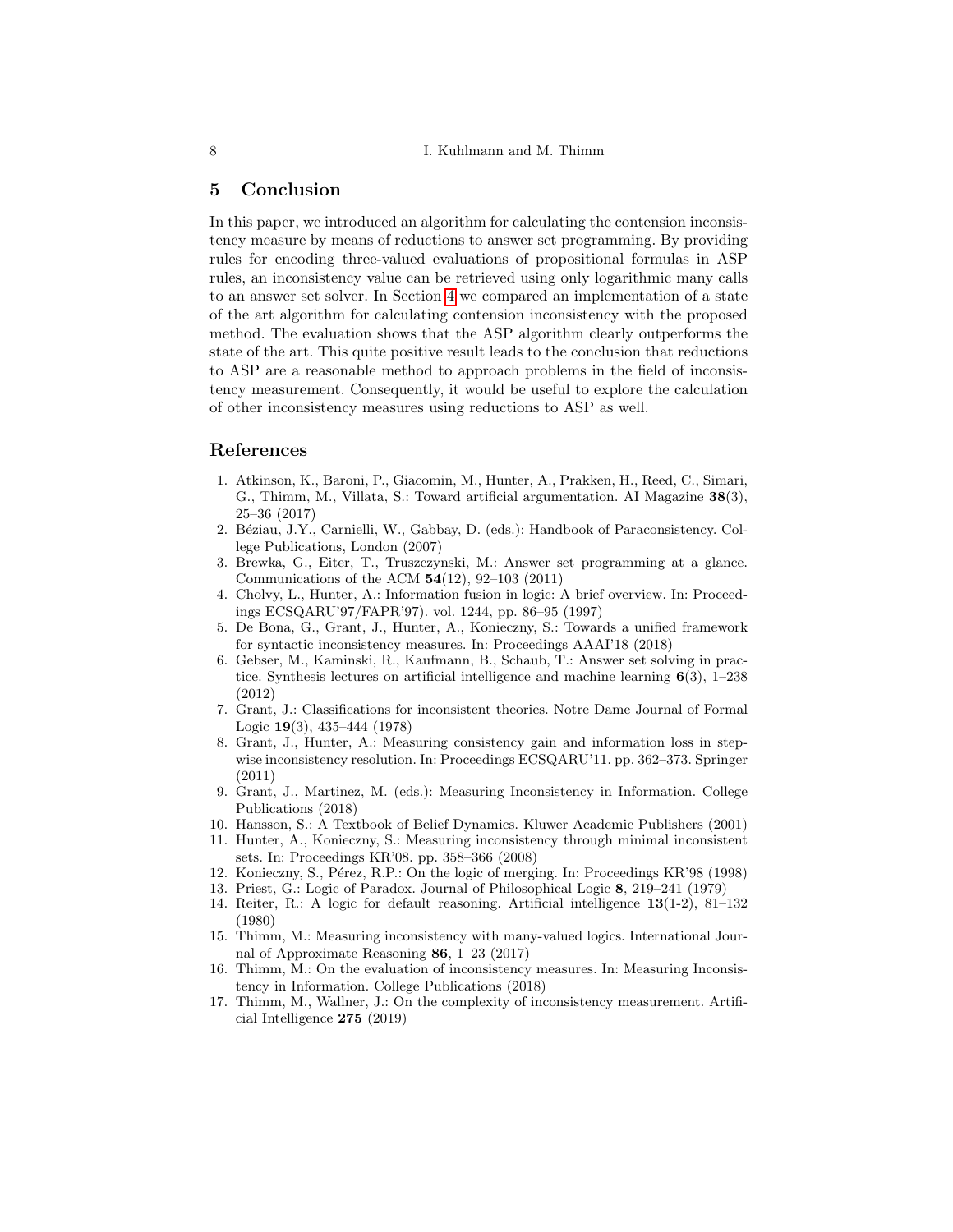## 5 Conclusion

In this paper, we introduced an algorithm for calculating the contension inconsistency measure by means of reductions to answer set programming. By providing rules for encoding three-valued evaluations of propositional formulas in ASP rules, an inconsistency value can be retrieved using only logarithmic many calls to an answer set solver. In Section 4 we compared an implementation of a state of the art algorithm for calculating contension inconsistency with the proposed method. The evaluation shows that the ASP algorithm clearly outperforms the state of the art. This quite positive result leads to the conclusion that reductions to ASP are a reasonable method to approach problems in the field of inconsistency measurement. Consequently, it would be useful to explore the calculation of other inconsistency measures using reductions to ASP as well.

## References

1. Atkinson, K., Baroni, P., Giacomin, M., Hunter, A., Prakken, H., Reed, C., Simari, G., Thimm, M., Villata, S.: Toward artificial argumentation. AI Magazine **38**(3), 25–36 (2017)
2. Béziau, J.Y., Carnielli, W., Gabbay, D. (eds.): Handbook of Paraconsistency. College Publications, London (2007)
3. Brewka, G., Eiter, T., Truszczynski, M.: Answer set programming at a glance. Communications of the ACM **54**(12), 92–103 (2011)
4. Cholvy, L., Hunter, A.: Information fusion in logic: A brief overview. In: Proceedings ECSQARU'97/FAPR'97). vol. 1244, pp. 86–95 (1997)
5. De Bona, G., Grant, J., Hunter, A., Konieczny, S.: Towards a unified framework for syntactic inconsistency measures. In: Proceedings AAAI'18 (2018)
6. Gebser, M., Kaminski, R., Kaufmann, B., Schaub, T.: Answer set solving in practice. Synthesis lectures on artificial intelligence and machine learning **6**(3), 1–238 (2012)
7. Grant, J.: Classifications for inconsistent theories. Notre Dame Journal of Formal Logic **19**(3), 435–444 (1978)
8. Grant, J., Hunter, A.: Measuring consistency gain and information loss in stepwise inconsistency resolution. In: Proceedings ECSQARU'11. pp. 362–373. Springer (2011)
9. Grant, J., Martinez, M. (eds.): Measuring Inconsistency in Information. College Publications (2018)
10. Hansson, S.: A Textbook of Belief Dynamics. Kluwer Academic Publishers (2001)
11. Hunter, A., Konieczny, S.: Measuring inconsistency through minimal inconsistent sets. In: Proceedings KR'08. pp. 358–366 (2008)
12. Konieczny, S., Pérez, R.P.: On the logic of merging. In: Proceedings KR'98 (1998)
13. Priest, G.: Logic of Paradox. Journal of Philosophical Logic **8**, 219–241 (1979)
14. Reiter, R.: A logic for default reasoning. Artificial intelligence **13**(1-2), 81–132 (1980)
15. Thimm, M.: Measuring inconsistency with many-valued logics. International Journal of Approximate Reasoning **86**, 1–23 (2017)
16. Thimm, M.: On the evaluation of inconsistency measures. In: Measuring Inconsistency in Information. College Publications (2018)
17. Thimm, M., Wallner, J.: On the complexity of inconsistency measurement. Artificial Intelligence **275** (2019)